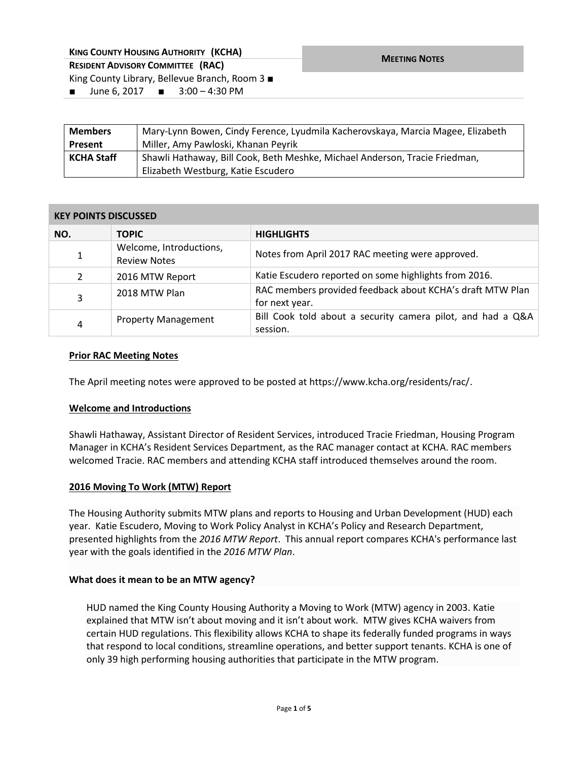**KING COUNTY HOUSING AUTHORITY (KCHA)**

**RESIDENT ADVISORY COMMITTEE (RAC)**

King County Library, Bellevue Branch, Room 3 ■

■ June 6, 2017 ■ 3:00 – 4:30 PM

**MEETING NOTES**

| | |
|---|---|
| **Members Present** | Mary-Lynn Bowen, Cindy Ference, Lyudmila Kacherovskaya, Marcia Magee, Elizabeth Miller, Amy Pawloski, Khanan Peyrik |
| **KCHA Staff** | Shawli Hathaway, Bill Cook, Beth Meshke, Michael Anderson, Tracie Friedman, Elizabeth Westburg, Katie Escudero |

**KEY POINTS DISCUSSED**

| NO. | TOPIC | HIGHLIGHTS |
|---|---|---|
| 1 | Welcome, Introductions, Review Notes | Notes from April 2017 RAC meeting were approved. |
| 2 | 2016 MTW Report | Katie Escudero reported on some highlights from 2016. |
| 3 | 2018 MTW Plan | RAC members provided feedback about KCHA's draft MTW Plan for next year. |
| 4 | Property Management | Bill Cook told about a security camera pilot, and had a Q&A session. |

**Prior RAC Meeting Notes**

The April meeting notes were approved to be posted at https://www.kcha.org/residents/rac/.

**Welcome and Introductions**

Shawli Hathaway, Assistant Director of Resident Services, introduced Tracie Friedman, Housing Program Manager in KCHA's Resident Services Department, as the RAC manager contact at KCHA. RAC members welcomed Tracie. RAC members and attending KCHA staff introduced themselves around the room.

**2016 Moving To Work (MTW) Report**

The Housing Authority submits MTW plans and reports to Housing and Urban Development (HUD) each year. Katie Escudero, Moving to Work Policy Analyst in KCHA's Policy and Research Department, presented highlights from the *2016 MTW Report*. This annual report compares KCHA's performance last year with the goals identified in the *2016 MTW Plan*.

**What does it mean to be an MTW agency?**

HUD named the King County Housing Authority a Moving to Work (MTW) agency in 2003. Katie explained that MTW isn't about moving and it isn't about work. MTW gives KCHA waivers from certain HUD regulations. This flexibility allows KCHA to shape its federally funded programs in ways that respond to local conditions, streamline operations, and better support tenants. KCHA is one of only 39 high performing housing authorities that participate in the MTW program.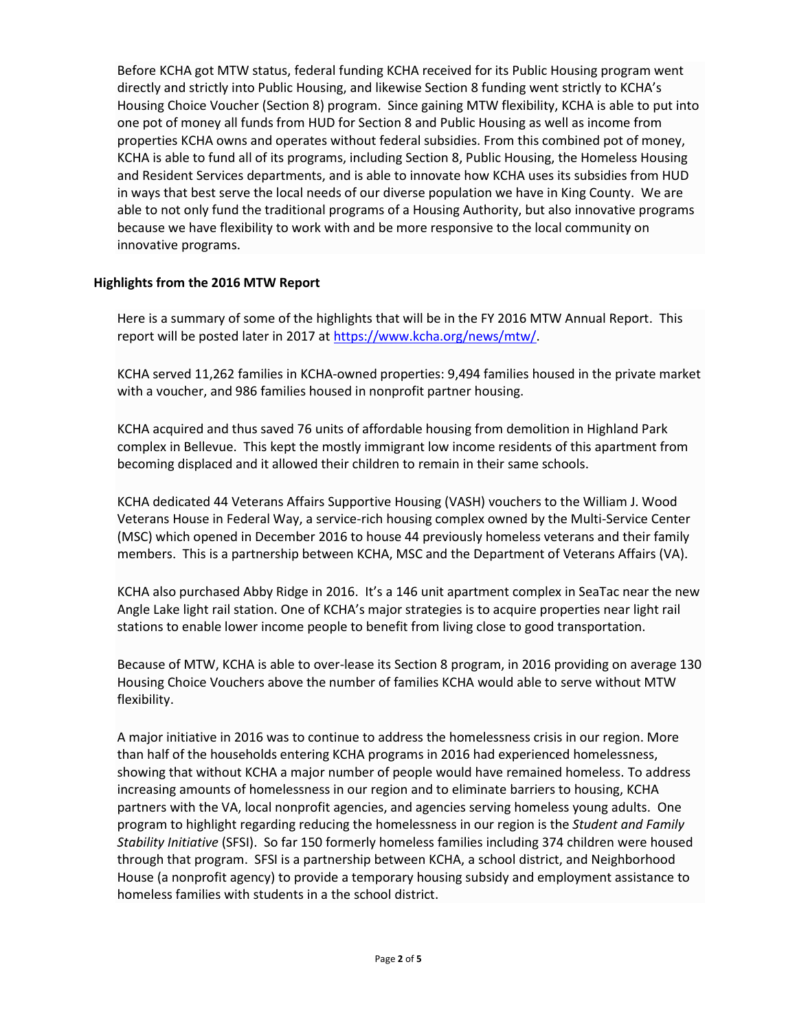Before KCHA got MTW status, federal funding KCHA received for its Public Housing program went directly and strictly into Public Housing, and likewise Section 8 funding went strictly to KCHA's Housing Choice Voucher (Section 8) program. Since gaining MTW flexibility, KCHA is able to put into one pot of money all funds from HUD for Section 8 and Public Housing as well as income from properties KCHA owns and operates without federal subsidies. From this combined pot of money, KCHA is able to fund all of its programs, including Section 8, Public Housing, the Homeless Housing and Resident Services departments, and is able to innovate how KCHA uses its subsidies from HUD in ways that best serve the local needs of our diverse population we have in King County. We are able to not only fund the traditional programs of a Housing Authority, but also innovative programs because we have flexibility to work with and be more responsive to the local community on innovative programs.

**Highlights from the 2016 MTW Report**

Here is a summary of some of the highlights that will be in the FY 2016 MTW Annual Report. This report will be posted later in 2017 at https://www.kcha.org/news/mtw/.

KCHA served 11,262 families in KCHA-owned properties: 9,494 families housed in the private market with a voucher, and 986 families housed in nonprofit partner housing.

KCHA acquired and thus saved 76 units of affordable housing from demolition in Highland Park complex in Bellevue. This kept the mostly immigrant low income residents of this apartment from becoming displaced and it allowed their children to remain in their same schools.

KCHA dedicated 44 Veterans Affairs Supportive Housing (VASH) vouchers to the William J. Wood Veterans House in Federal Way, a service-rich housing complex owned by the Multi-Service Center (MSC) which opened in December 2016 to house 44 previously homeless veterans and their family members. This is a partnership between KCHA, MSC and the Department of Veterans Affairs (VA).

KCHA also purchased Abby Ridge in 2016. It's a 146 unit apartment complex in SeaTac near the new Angle Lake light rail station. One of KCHA's major strategies is to acquire properties near light rail stations to enable lower income people to benefit from living close to good transportation.

Because of MTW, KCHA is able to over-lease its Section 8 program, in 2016 providing on average 130 Housing Choice Vouchers above the number of families KCHA would able to serve without MTW flexibility.

A major initiative in 2016 was to continue to address the homelessness crisis in our region. More than half of the households entering KCHA programs in 2016 had experienced homelessness, showing that without KCHA a major number of people would have remained homeless. To address increasing amounts of homelessness in our region and to eliminate barriers to housing, KCHA partners with the VA, local nonprofit agencies, and agencies serving homeless young adults. One program to highlight regarding reducing the homelessness in our region is the *Student and Family Stability Initiative* (SFSI). So far 150 formerly homeless families including 374 children were housed through that program. SFSI is a partnership between KCHA, a school district, and Neighborhood House (a nonprofit agency) to provide a temporary housing subsidy and employment assistance to homeless families with students in a the school district.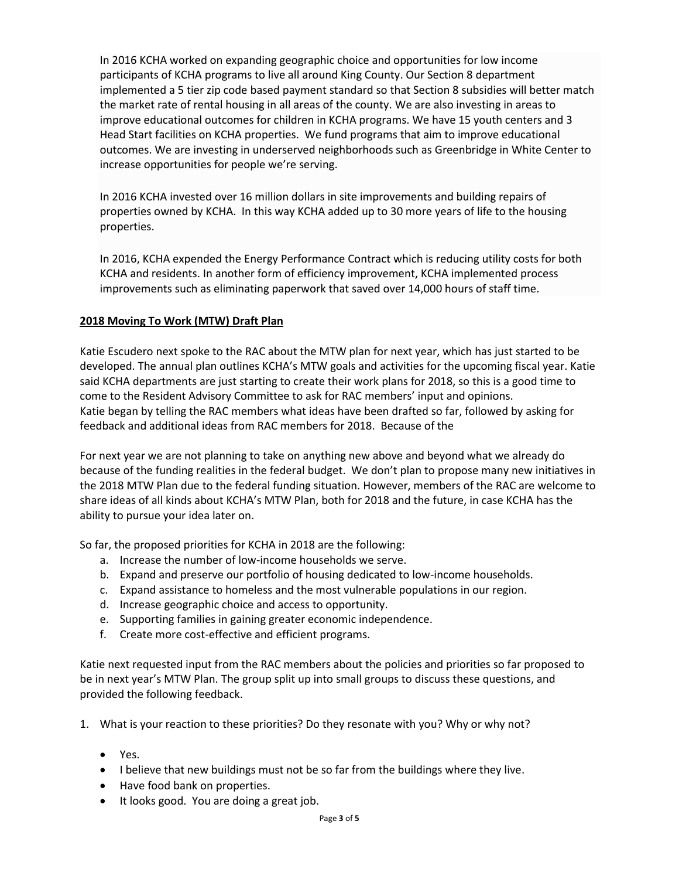In 2016 KCHA worked on expanding geographic choice and opportunities for low income participants of KCHA programs to live all around King County. Our Section 8 department implemented a 5 tier zip code based payment standard so that Section 8 subsidies will better match the market rate of rental housing in all areas of the county. We are also investing in areas to improve educational outcomes for children in KCHA programs. We have 15 youth centers and 3 Head Start facilities on KCHA properties. We fund programs that aim to improve educational outcomes. We are investing in underserved neighborhoods such as Greenbridge in White Center to increase opportunities for people we're serving.

In 2016 KCHA invested over 16 million dollars in site improvements and building repairs of properties owned by KCHA. In this way KCHA added up to 30 more years of life to the housing properties.

In 2016, KCHA expended the Energy Performance Contract which is reducing utility costs for both KCHA and residents. In another form of efficiency improvement, KCHA implemented process improvements such as eliminating paperwork that saved over 14,000 hours of staff time.

**2018 Moving To Work (MTW) Draft Plan**

Katie Escudero next spoke to the RAC about the MTW plan for next year, which has just started to be developed. The annual plan outlines KCHA's MTW goals and activities for the upcoming fiscal year. Katie said KCHA departments are just starting to create their work plans for 2018, so this is a good time to come to the Resident Advisory Committee to ask for RAC members' input and opinions.
Katie began by telling the RAC members what ideas have been drafted so far, followed by asking for feedback and additional ideas from RAC members for 2018. Because of the

For next year we are not planning to take on anything new above and beyond what we already do because of the funding realities in the federal budget. We don't plan to propose many new initiatives in the 2018 MTW Plan due to the federal funding situation. However, members of the RAC are welcome to share ideas of all kinds about KCHA's MTW Plan, both for 2018 and the future, in case KCHA has the ability to pursue your idea later on.

So far, the proposed priorities for KCHA in 2018 are the following:

a. Increase the number of low-income households we serve.
b. Expand and preserve our portfolio of housing dedicated to low-income households.
c. Expand assistance to homeless and the most vulnerable populations in our region.
d. Increase geographic choice and access to opportunity.
e. Supporting families in gaining greater economic independence.
f. Create more cost-effective and efficient programs.

Katie next requested input from the RAC members about the policies and priorities so far proposed to be in next year's MTW Plan. The group split up into small groups to discuss these questions, and provided the following feedback.

1. What is your reaction to these priorities? Do they resonate with you? Why or why not?

    - Yes.
    - I believe that new buildings must not be so far from the buildings where they live.
    - Have food bank on properties.
    - It looks good. You are doing a great job.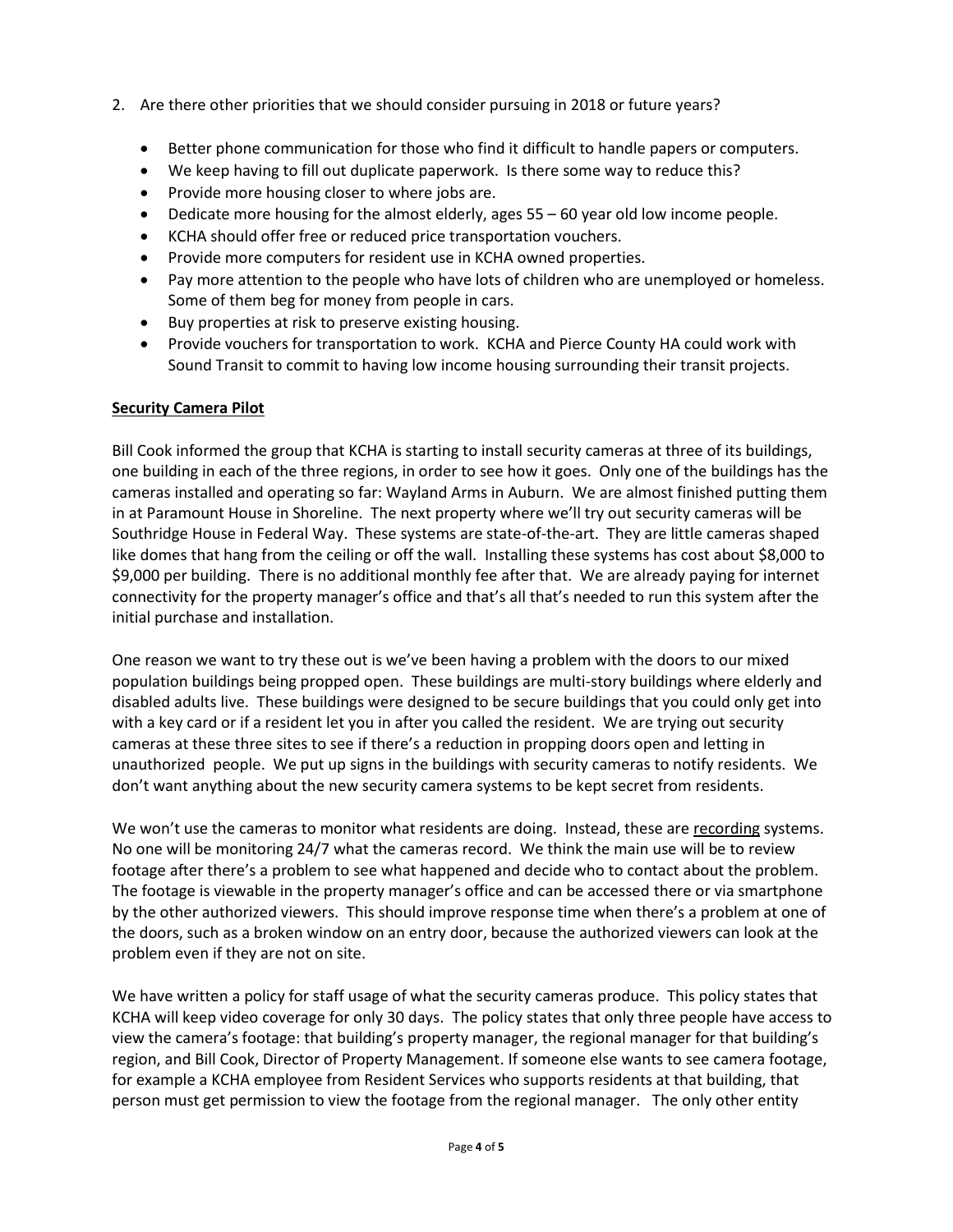2. Are there other priorities that we should consider pursuing in 2018 or future years?

    - Better phone communication for those who find it difficult to handle papers or computers.
    - We keep having to fill out duplicate paperwork. Is there some way to reduce this?
    - Provide more housing closer to where jobs are.
    - Dedicate more housing for the almost elderly, ages 55 – 60 year old low income people.
    - KCHA should offer free or reduced price transportation vouchers.
    - Provide more computers for resident use in KCHA owned properties.
    - Pay more attention to the people who have lots of children who are unemployed or homeless. Some of them beg for money from people in cars.
    - Buy properties at risk to preserve existing housing.
    - Provide vouchers for transportation to work. KCHA and Pierce County HA could work with Sound Transit to commit to having low income housing surrounding their transit projects.

**Security Camera Pilot**

Bill Cook informed the group that KCHA is starting to install security cameras at three of its buildings, one building in each of the three regions, in order to see how it goes. Only one of the buildings has the cameras installed and operating so far: Wayland Arms in Auburn. We are almost finished putting them in at Paramount House in Shoreline. The next property where we'll try out security cameras will be Southridge House in Federal Way. These systems are state-of-the-art. They are little cameras shaped like domes that hang from the ceiling or off the wall. Installing these systems has cost about $8,000 to $9,000 per building. There is no additional monthly fee after that. We are already paying for internet connectivity for the property manager's office and that's all that's needed to run this system after the initial purchase and installation.

One reason we want to try these out is we've been having a problem with the doors to our mixed population buildings being propped open. These buildings are multi-story buildings where elderly and disabled adults live. These buildings were designed to be secure buildings that you could only get into with a key card or if a resident let you in after you called the resident. We are trying out security cameras at these three sites to see if there's a reduction in propping doors open and letting in unauthorized people. We put up signs in the buildings with security cameras to notify residents. We don't want anything about the new security camera systems to be kept secret from residents.

We won't use the cameras to monitor what residents are doing. Instead, these are recording systems. No one will be monitoring 24/7 what the cameras record. We think the main use will be to review footage after there's a problem to see what happened and decide who to contact about the problem. The footage is viewable in the property manager's office and can be accessed there or via smartphone by the other authorized viewers. This should improve response time when there's a problem at one of the doors, such as a broken window on an entry door, because the authorized viewers can look at the problem even if they are not on site.

We have written a policy for staff usage of what the security cameras produce. This policy states that KCHA will keep video coverage for only 30 days. The policy states that only three people have access to view the camera's footage: that building's property manager, the regional manager for that building's region, and Bill Cook, Director of Property Management. If someone else wants to see camera footage, for example a KCHA employee from Resident Services who supports residents at that building, that person must get permission to view the footage from the regional manager. The only other entity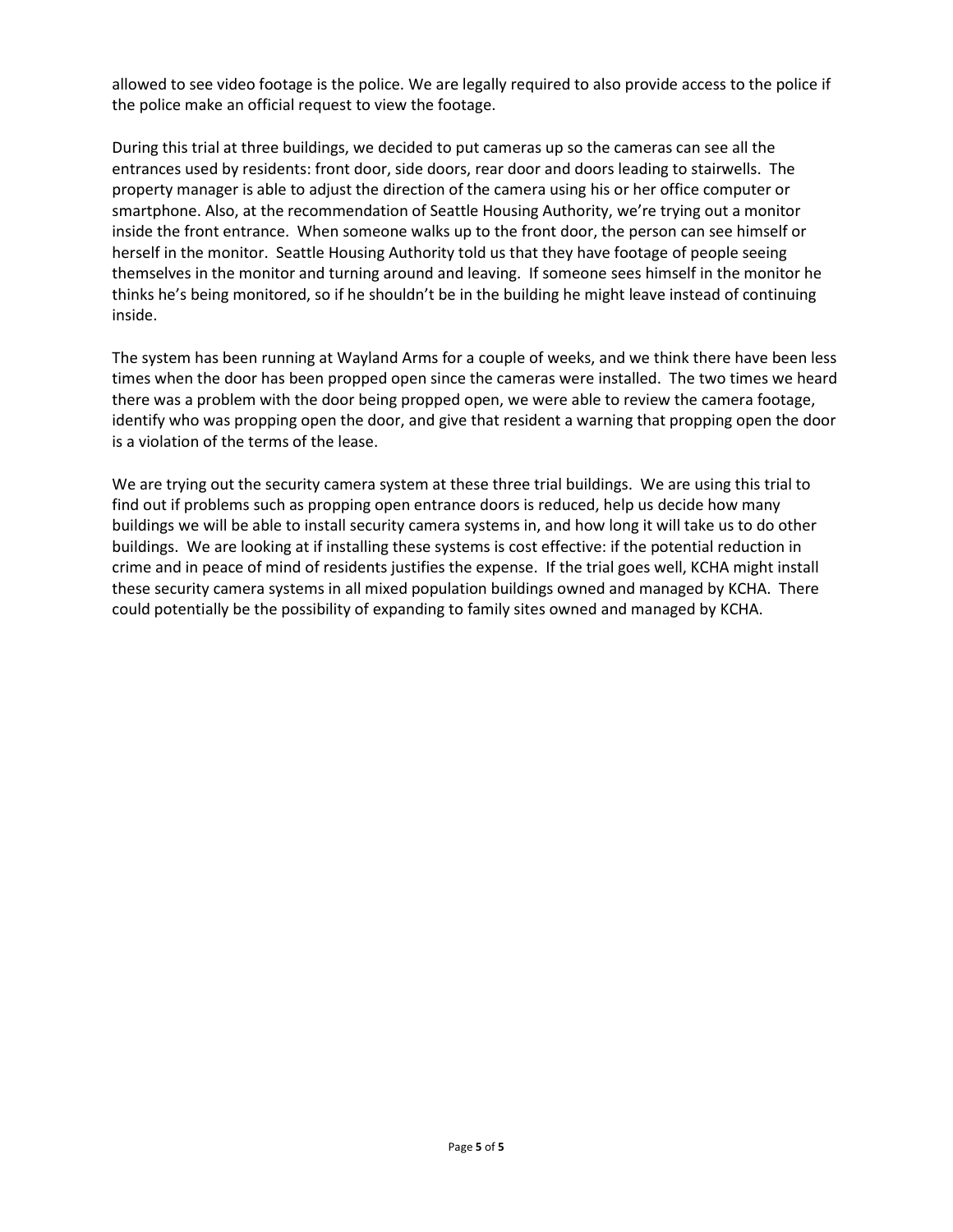allowed to see video footage is the police. We are legally required to also provide access to the police if the police make an official request to view the footage.

During this trial at three buildings, we decided to put cameras up so the cameras can see all the entrances used by residents: front door, side doors, rear door and doors leading to stairwells. The property manager is able to adjust the direction of the camera using his or her office computer or smartphone. Also, at the recommendation of Seattle Housing Authority, we're trying out a monitor inside the front entrance. When someone walks up to the front door, the person can see himself or herself in the monitor. Seattle Housing Authority told us that they have footage of people seeing themselves in the monitor and turning around and leaving. If someone sees himself in the monitor he thinks he's being monitored, so if he shouldn't be in the building he might leave instead of continuing inside.

The system has been running at Wayland Arms for a couple of weeks, and we think there have been less times when the door has been propped open since the cameras were installed. The two times we heard there was a problem with the door being propped open, we were able to review the camera footage, identify who was propping open the door, and give that resident a warning that propping open the door is a violation of the terms of the lease.

We are trying out the security camera system at these three trial buildings. We are using this trial to find out if problems such as propping open entrance doors is reduced, help us decide how many buildings we will be able to install security camera systems in, and how long it will take us to do other buildings. We are looking at if installing these systems is cost effective: if the potential reduction in crime and in peace of mind of residents justifies the expense. If the trial goes well, KCHA might install these security camera systems in all mixed population buildings owned and managed by KCHA. There could potentially be the possibility of expanding to family sites owned and managed by KCHA.